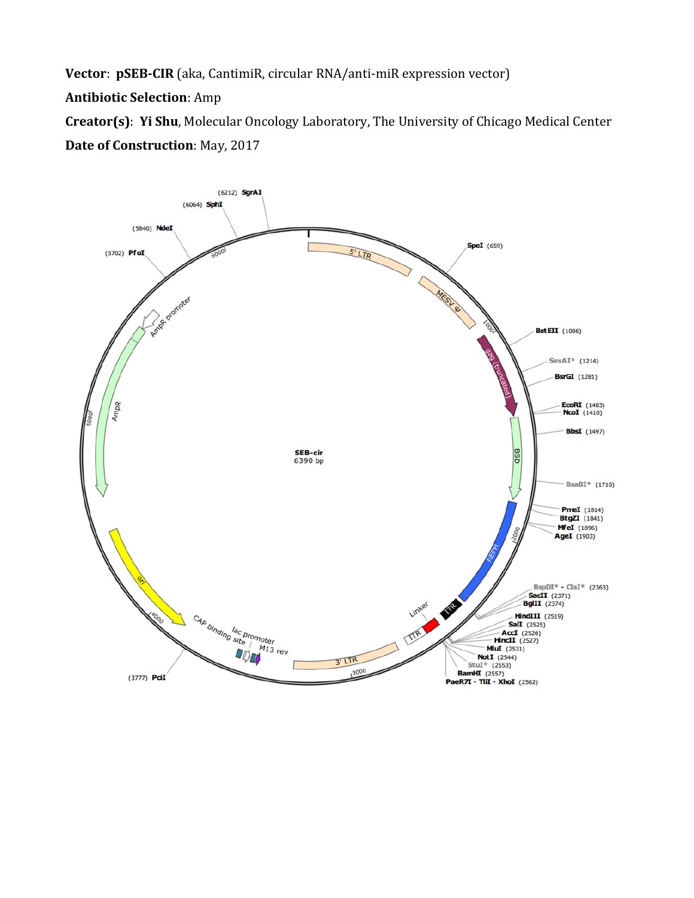**Vector**: **pSEB-CIR** (aka, CantimiR, circular RNA/anti-miR expression vector)

**Antibiotic Selection**: Amp

**Creator(s)**: **Yi Shu**, Molecular Oncology Laboratory, The University of Chicago Medical Center

**Date of Construction**: May, 2017

SEB-cir
6390 bp

(6212) SgrAI
(6064) SphI
(5840) NdeI
(5702) PfoI
SpeI (659)
BstEII (1086)
SexAI* (1214)
BsrGI (1281)
EcoRI (1403)
NcoI (1410)
BbsI (1497)
BsaBI* (1710)
PmeI (1814)
BtgZI (1841)
MfeI (1896)
AgeI (1903)
BspDI* - ClaI* (2363)
SacII (2371)
BglII (2374)
HindIII (2519)
SalI (2525)
AccI (2526)
HincII (2527)
MluI (2531)
NotI (2544)
StuI* (2553)
BamHI (2557)
PaeR7I - TliI - XhoI (2562)
(3777) PciI

5' LTR
MESV ψ
gag (truncated)
BSD
hEF1-H
ITR
Linker
ITR
3' LTR
M13 rev
lac promoter
CAP binding site
ori
AmpR
AmpR promoter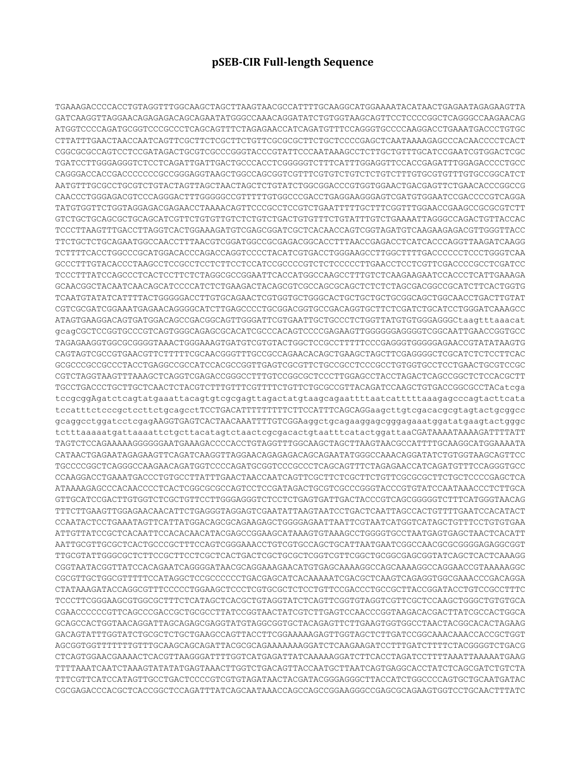# pSEB-CIR Full-length Sequence

```
TGAAAGACCCCACCTGTAGGTTTGGCAAGCTAGCTTAAGTAACGCCATTTTGCAAGGCATGGAAAATACATAACTGAGAATAGAGAAGTTA
GATCAAGGTTAGGAACAGAGAGACAGCAGAATATGGGCCAAACAGGATATCTGTGGTAAGCAGTTCCTCCCCGGCTCAGGGCCAAGAACAG
ATGGTCCCCAGATGCGGTCCCGCCCTCAGCAGTTTCTAGAGAACCATCAGATGTTTCCAGGGTGCCCCAAGGACCTGAAATGACCCTGTGC
CTTATTTGAACTAACCAATCAGTTCGCTTCTCGCTTCTGTTCGCGCGCTTCTGCTCCCCGAGCTCAATAAAAGAGCCCACAACCCCTCACT
CGGCGCGCCAGTCCTCCGATAGACTGCGTCGCCCGGGTACCCGTATTCCCAATAAAGCCTCTTGCTGTTTGCATCCGAATCGTGGACTCGC
TGATCCTTGGGAGGGTCTCCTCAGATTGATTGACTGCCCACCTCGGGGGTCTTTCATTTGGAGGTTCCACCGAGATTTGGAGACCCCTGCC
CAGGGACCACCGACCCCCCCGCCGGGAGGTAAGCTGGCCAGCGGTCGTTTCGTGTCTGTCTCTGTCTTTGTGCGTGTTTGTGCCGGCATCT
AATGTTTGCGCCTGCGTCTGTACTAGTTAGCTAACTAGCTCTGTATCTGGCGGACCCGTGGTGGAACTGACGAGTTCTGAACACCCGGCCG
CAACCCTGGGAGACGTCCCAGGGACTTTGGGGGCCGTTTTTGTGGCCCGACCTGAGGAAGGGAGTCGATGTGGAATCCGACCCCGTCAGGA
TATGTGGTTCTGGTAGGAGACGAGAACCTAAAACAGTTCCCGCCTCCGTCTGAATTTTTGCTTTCGGTTTGGAACCGAAGCCGCGCGTCTT
GTCTGCTGCAGCGCTGCAGCATCGTTCTGTGTTGTCTCTGTCTGACTGTGTTTCTGTATTTGTCTGAAAATTAGGGCCAGACTGTTACCAC
TCCCTTAAGTTTGACCTTAGGTCACTGGAAAGATGTCGAGCGGATCGCTCACAACCAGTCGGTAGATGTCAAGAAGAGACGTTGGGTTACC
TTCTGCTCTGCAGAATGGCCAACCTTTAACGTCGGATGGCCGCGAGACGGCACCTTTAACCGAGACCTCATCACCCAGGTTAAGATCAAGG
TCTTTTCACCTGGCCCGCATGGACACCCAGACCAGGTCCCCTACATCGTGACCTGGGAAGCCTTGGCTTTTGACCCCCCTCCCTGGGTCAA
GCCCTTTGTACACCCTAAGCCTCCGCCTCCTCTTCCTCCATCCGCCCCGTCTCTCCCCCTTGAACCTCCTCGTTCGACCCCGCCTCGATCC
TCCCTTTATCCAGCCCTCACTCCTTCTCTAGGCGCCGGAATTCACCATGGCCAAGCCTTTGTCTCAAGAAGAATCCACCCTCATTGAAAGA
GCAACGGCTACAATCAACAGCATCCCCATCTCTGAAGACTACAGCGTCGCCAGCGCAGCTCTCTCTAGCGACGGCCGCATCTTCACTGGTG
TCAATGTATATCATTTTACTGGGGGACCTTGTGCAGAACTCGTGGTGCTGGGCACTGCTGCTGCTGCGGCAGCTGGCAACCTGACTTGTAT
CGTCGCGATCGGAAATGAGAACAGGGGCATCTTGAGCCCCTGCGGACGGTGCCGACAGGTGCTTCTCGATCTGCATCCTGGGATCAAAGCC
ATAGTGAAGGACAGTGATGGACAGCCGACGGCAGTTGGGATTCGTGAATTGCTGCCCTCTGGTTATGTGTGGGAGGGCtaagtttaaacat
gcagCGCTCCGGTGCCCGTCAGTGGGCAGAGCGCACATCGCCCACAGTCCCCGAGAAGTTGGGGGGAGGGGTCGGCAATTGAACCGGTGCC
TAGAGAAGGTGGCGCGGGGTAAACTGGGAAAGTGATGTCGTGTACTGGCTCCGCCTTTTTCCCGAGGGTGGGGGAGAACCGTATATAAGTG
CAGTAGTCGCCGTGAACGTTCTTTTTCGCAACGGGTTTGCCGCCAGAACACAGCTGAAGCTAGCTTCGAGGGGCTCGCATCTCTCCTTCAC
GCGCCCGCCGCCCTACCTGAGGCCGCCATCCACGCCGGTTGAGTCGCGTTCTGCCGCCTCCCGCCTGTGGTGCCTCCTGAACTGCGTCCGC
CGTCTAGGTAAGTTTAAAGCTCAGGTCGAGACCGGGCCTTTGTCCGGCGCTCCCTTGGAGCCTACCTAGACTCAGCCGGCTCTCCACGCTT
TGCCTGACCCTGCTTGCTCAACTCTACGTCTTTGTTTCGTTTTCTGTTCTGCGCCGTTACAGATCCAAGCTGTGACCGGCGCCTACatcga
tccgcggAgatctcagtatgaaattacagtgtcgcgagttagactatgtaagcagaattttaatcattttttaaagagcccagtacttcata
tccatttctcccgctccttctgcagccttTCCTGACATTTTTTTTTCTTCCATTTCAGCAGGaagcttgtcgacacgcgtagtactgcggcc
gcaggcctggatcctcgagAAGGTGAGTCACTAACAAATTTTGTCGGAaggctgcagaaggagcgggagaaatggatatgaagtactgggc
tctttaaaaatgattaaaattctgcttacatagtctaactcgcgacactgtaatttcatactggattaaCGATAAAATAAAAGATTTTATT
TAGTCTCCAGAAAAAGGGGGGAATGAAAGACCCCACCTGTAGGTTTGGCAAGCTAGCTTAAGTAACGCCATTTTGCAAGGCATGGAAAATA
CATAACTGAGAATAGAGAAGTTCAGATCAAGGTTAGGAACAGAGAGACAGCAGAATATGGGCCAAACAGGATATCTGTGGTAAGCAGTTCC
TGCCCCGGCTCAGGGCCAAGAACAGATGGTCCCCAGATGCGGTCCCGCCCTCAGCAGTTTCTAGAGAACCATCAGATGTTTCCAGGGTGCC
CCAAGGACCTGAAATGACCCTGTGCCTTATTTGAACTAACCAATCAGTTCGCTTCTCGCTTCTGTTCGCGCGCTTCTGCTCCCCGAGCTCA
ATAAAAGAGCCCACAACCCCTCACTCGGCGCGCCAGTCCTCCGATAGACTGCGTCGCCCGGGTACCCGTGTATCCAATAAACCCTCTTGCA
GTTGCATCCGACTTGTGGTCTCGCTGTTCCTTGGGAGGGTCTCCTCTGAGTGATTGACTACCCGTCAGCGGGGGTCTTTCATGGGTAACAG
TTTCTTGAAGTTGGAGAACAACATTCTGAGGGTAGGAGTCGAATATTAAGTAATCCTGACTCAATTAGCCACTGTTTTGAATCCACATACT
CCAATACTCCTGAAATAGTTCATTATGGACAGCGCAGAAGAGCTGGGGAGAATTAATTCGTAATCATGGTCATAGCTGTTTCCTGTGTGAA
ATTGTTATCCGCTCACAATTCCACACAACATACGAGCCGGAAGCATAAAGTGTAAAGCCTGGGGTGCCTAATGAGTGAGCTAACTCACATT
AATTGCGTTGCGCTCACTGCCCGCTTTCCAGTCGGGAAACCTGTCGTGCCAGCTGCATTAATGAATCGGCCAACGCGCGGGGAGAGGCGGT
TTGCGTATTGGGCGCTCTTCCGCTTCCTCGCTCACTGACTCGCTGCGCTCGGTCGTTCGGCTGCGGCGAGCGGTATCAGCTCACTCAAAGG
CGGTAATACGGTTATCCACAGAATCAGGGGATAACGCAGGAAAGAACATGTGAGCAAAAGGCCAGCAAAAGGCCAGGAACCGTAAAAAGGC
CGCGTTGCTGGCGTTTTTCCATAGGCTCCGCCCCCCTGACGAGCATCACAAAAATCGACGCTCAAGTCAGAGGTGGCGAAACCCGACAGGA
CTATAAAGATACCAGGCGTTTCCCCCTGGAAGCTCCCTCGTGCGCTCTCCTGTTCCGACCCTGCCGCTTACCGGATACCTGTCCGCCTTTC
TCCCTTCGGGAAGCGTGGCGCTTTCTCATAGCTCACGCTGTAGGTATCTCAGTTCGGTGTAGGTCGTTCGCTCCAAGCTGGGCTGTGTGCA
CGAACCCCCCGTTCAGCCCGACCGCTGCGCCTTATCCGGTAACTATCGTCTTGAGTCCAACCCGGTAAGACACGACTTATCGCCACTGGCA
GCAGCCACTGGTAACAGGATTAGCAGAGCGAGGTATGTAGGCGGTGCTACAGAGTTCTTGAAGTGGTGGCCTAACTACGGCACACTAGAAG
GACAGTATTTGGTATCTGCGCTCTGCTGAAGCCAGTTACCTTCGGAAAAAGAGTTGGTAGCTCTTGATCCGGCAAACAAACCACCGCTGGT
AGCGGTGGTTTTTTTGTTTGCAAGCAGCAGATTACGCGCAGAAAAAAAGGATCTCAAGAAGATCCTTTGATCTTTTCTACGGGGTCTGACG
CTCAGTGGAACGAAAACTCACGTTAAGGGATTTTGGTCATGAGATTATCAAAAAGGATCTTCACCTAGATCCTTTTAAATTAAAAATGAAG
TTTTAAATCAATCTAAAGTATATATGAGTAAACTTGGTCTGACAGTTACCAATGCTTAATCAGTGAGGCACCTATCTCAGCGATCTGTCTA
TTTCGTTCATCCATAGTTGCCTGACTCCCCGTCGTGTAGATAACTACGATACGGGAGGGCTTACCATCTGGCCCCAGTGCTGCAATGATAC
CGCGAGACCCACGCTCACCGGCTCCAGATTTATCAGCAATAAACCAGCCAGCCGGAAGGGCCGAGCGCAGAAGTGGTCCTGCAACTTTATC
```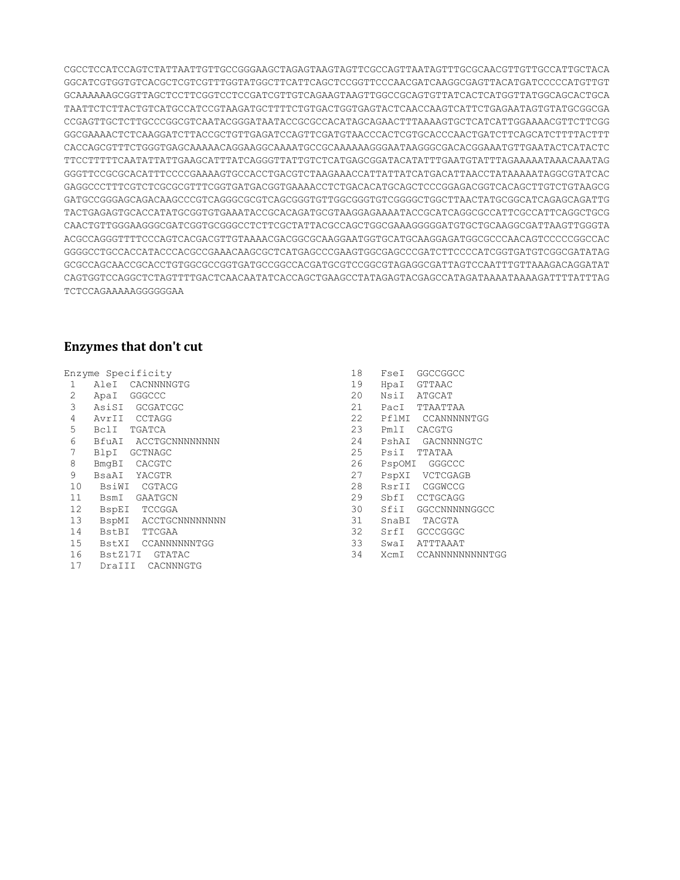```
CGCCTCCATCCAGTCTATTAATTGTTGCCGGGAAGCTAGAGTAAGTAGTTCGCCAGTTAATAGTTTGCGCAACGTTGTTGCCATTGCTACA
GGCATCGTGGTGTCACGCTCGTCGTTTGGTATGGCTTCATTCAGCTCCGGTTCCCAACGATCAAGGCGAGTTACATGATCCCCCATGTTGT
GCAAAAAAGCGGTTAGCTCCTTCGGTCCTCCGATCGTTGTCAGAAGTAAGTTGGCCGCAGTGTTATCACTCATGGTTATGGCAGCACTGCA
TAATTCTCTTACTGTCATGCCATCCGTAAGATGCTTTTCTGTGACTGGTGAGTACTCAACCAAGTCATTCTGAGAATAGTGTATGCGGCGA
CCGAGTTGCTCTTGCCCGGCGTCAATACGGGATAATACCGCGCCACATAGCAGAACTTTAAAAGTGCTCATCATTGGAAAACGTTCTTCGG
GGCGAAAACTCTCAAGGATCTTACCGCTGTTGAGATCCAGTTCGATGTAACCCACTCGTGCACCCAACTGATCTTCAGCATCTTTTACTTT
CACCAGCGTTTCTGGGTGAGCAAAAACAGGAAGGCAAAATGCCGCAAAAAAGGGAATAAGGGCGACACGGAAATGTTGAATACTCATACTC
TTCCTTTTTCAATATTATTGAAGCATTTATCAGGGTTATTGTCTCATGAGCGGATACATATTTGAATGTATTTAGAAAAATAAACAAATAG
GGGTTCCGCGCACATTTCCCCGAAAAGTGCCACCTGACGTCTAAGAAACCATTATTATCATGACATTAACCTATAAAAATAGGCGTATCAC
GAGGCCCTTTCGTCTCGCGCGTTTCGGTGATGACGGTGAAAACCTCTGACACATGCAGCTCCCGGAGACGGTCACAGCTTGTCTGTAAGCG
GATGCCGGGAGCAGACAAGCCCGTCAGGGCGCGTCAGCGGGTGTTGGCGGGTGTCGGGGCTGGCTTAACTATGCGGCATCAGAGCAGATTG
TACTGAGAGTGCACCATATGCGGTGTGAAATACCGCACAGATGCGTAAGGAGAAAATACCGCATCAGGCGCCATTCGCCATTCAGGCTGCG
CAACTGTTGGGAAGGGCGATCGGTGCGGGCCTCTTCGCTATTACGCCAGCTGGCGAAAGGGGGATGTGCTGCAAGGCGATTAAGTTGGGTA
ACGCCAGGGTTTTCCCAGTCACGACGTTGTAAAACGACGGCGCAAGGAATGGTGCATGCAAGGAGATGGCGCCCAACAGTCCCCCGGCCAC
GGGGCCTGCCACCATACCCACGCCGAAACAAGCGCTCATGAGCCCGAAGTGGCGAGCCCGATCTTCCCCATCGGTGATGTCGGCGATATAG
GCGCCAGCAACCGCACCTGTGGCGCCGGTGATGCCGGCCACGATGCGTCCGGCGTAGAGGCGATTAGTCCAATTTGTTAAAGACAGGATAT
CAGTGGTCCAGGCTCTAGTTTTGACTCAACAATATCACCAGCTGAAGCCTATAGAGTACGAGCCATAGATAAAATAAAAGATTTTATTTAG
TCTCCAGAAAAAGGGGGGAA
```

## Enzymes that don't cut

| Enzyme | | Specificity |
|---|---|---|
| 1 | AleI | CACNNNNGTG |
| 2 | ApaI | GGGCCC |
| 3 | AsiSI | GCGATCGC |
| 4 | AvrII | CCTAGG |
| 5 | BclI | TGATCA |
| 6 | BfuAI | ACCTGCNNNNNNNN |
| 7 | BlpI | GCTNAGC |
| 8 | BmgBI | CACGTC |
| 9 | BsaAI | YACGTR |
| 10 | BsiWI | CGTACG |
| 11 | BsmI | GAATGCN |
| 12 | BspEI | TCCGGA |
| 13 | BspMI | ACCTGCNNNNNNNN |
| 14 | BstBI | TTCGAA |
| 15 | BstXI | CCANNNNNNTGG |
| 16 | BstZ17I | GTATAC |
| 17 | DraIII | CACNNNGTG |
| 18 | FseI | GGCCGGCC |
| 19 | HpaI | GTTAAC |
| 20 | NsiI | ATGCAT |
| 21 | PacI | TTAATTAA |
| 22 | PflMI | CCANNNNNTGG |
| 23 | PmlI | CACGTG |
| 24 | PshAI | GACNNNNGTC |
| 25 | PsiI | TTATAA |
| 26 | PspOMI | GGGCCC |
| 27 | PspXI | VCTCGAGB |
| 28 | RsrII | CGGWCCG |
| 29 | SbfI | CCTGCAGG |
| 30 | SfiI | GGCCNNNNNGGCC |
| 31 | SnaBI | TACGTA |
| 32 | SrfI | GCCCGGGC |
| 33 | SwaI | ATTTAAAT |
| 34 | XcmI | CCANNNNNNNNNTGG |